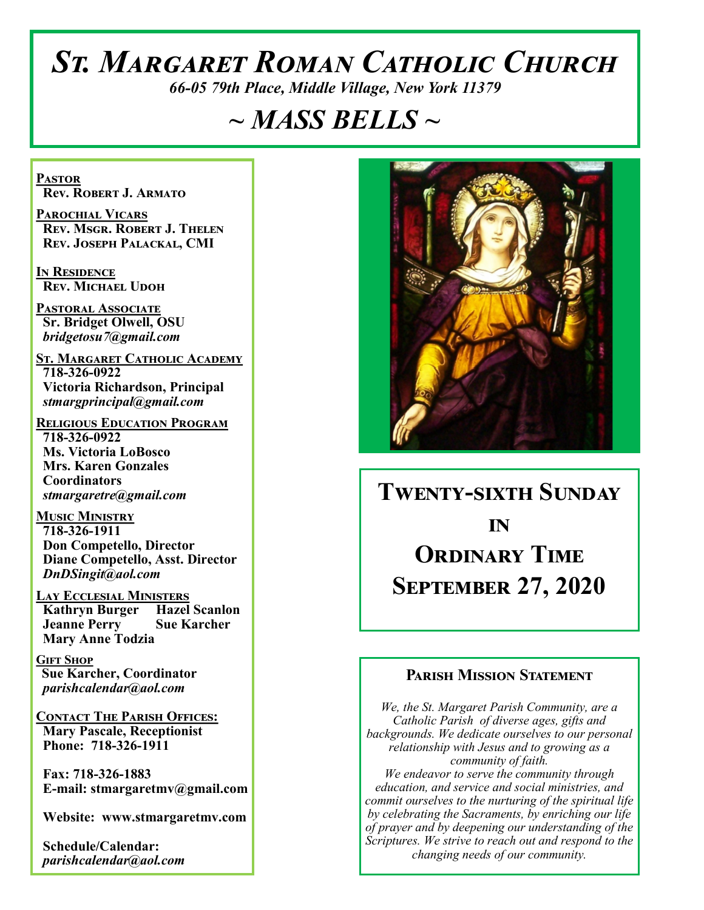# St. Margaret Roman Catholic Church

*66-05 79th Place, Middle Village, New York 11379*

# ~ MASS BELLS ~

**Pastor**
Rev. Robert J. Armato

**Parochial Vicars**
Rev. Msgr. Robert J. Thelen
Rev. Joseph Palackal, CMI

**In Residence**
Rev. Michael Udoh

**Pastoral Associate**
Sr. Bridget Olwell, OSU
*bridgetosu7@gmail.com*

**St. Margaret Catholic Academy**
718-326-0922
Victoria Richardson, Principal
*stmargprincipal@gmail.com*

**Religious Education Program**
718-326-0922
Ms. Victoria LoBosco
Mrs. Karen Gonzales
Coordinators
*stmargaretre@gmail.com*

**Music Ministry**
718-326-1911
Don Competello, Director
Diane Competello, Asst. Director
*DnDSingit@aol.com*

**Lay Ecclesial Ministers**
Kathryn Burger
Hazel Scanlon
Jeanne Perry
Sue Karcher
Mary Anne Todzia

**Gift Shop**
Sue Karcher, Coordinator
*parishcalendar@aol.com*

**Contact The Parish Offices:**
Mary Pascale, Receptionist
Phone: 718-326-1911

Fax: 718-326-1883
E-mail: stmargaretmv@gmail.com

Website: www.stmargaretmv.com

Schedule/Calendar:
*parishcalendar@aol.com*

## Twenty-sixth Sunday in Ordinary Time
## September 27, 2020

### Parish Mission Statement

*We, the St. Margaret Parish Community, are a Catholic Parish of diverse ages, gifts and backgrounds. We dedicate ourselves to our personal relationship with Jesus and to growing as a community of faith.*
*We endeavor to serve the community through education, and service and social ministries, and commit ourselves to the nurturing of the spiritual life by celebrating the Sacraments, by enriching our life of prayer and by deepening our understanding of the Scriptures. We strive to reach out and respond to the changing needs of our community.*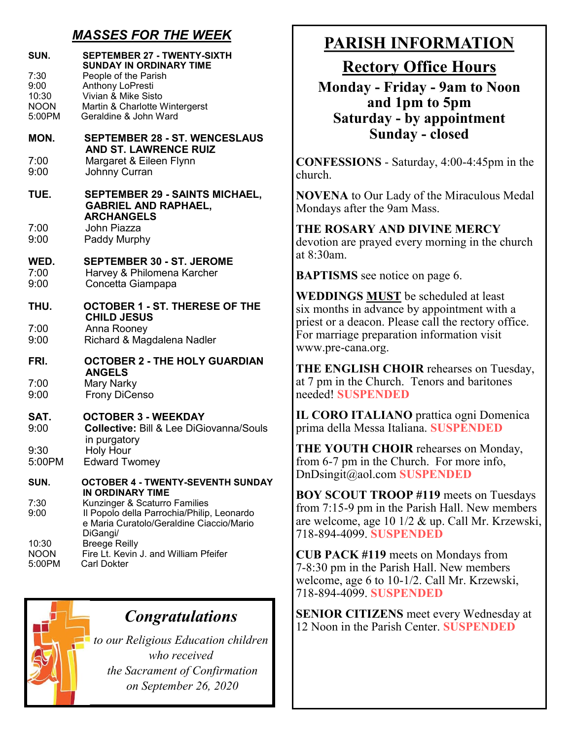## *MASSES FOR THE WEEK*

**SUN.** **SEPTEMBER 27 - TWENTY-SIXTH SUNDAY IN ORDINARY TIME**

| | |
|---|---|
| 7:30 | People of the Parish |
| 9:00 | Anthony LoPresti |
| 10:30 | Vivian & Mike Sisto |
| NOON | Martin & Charlotte Wintergerst |
| 5:00PM | Geraldine & John Ward |

**MON.** **SEPTEMBER 28 - ST. WENCESLAUS AND ST. LAWRENCE RUIZ**

| | |
|---|---|
| 7:00 | Margaret & Eileen Flynn |
| 9:00 | Johnny Curran |

**TUE.** **SEPTEMBER 29 - SAINTS MICHAEL, GABRIEL AND RAPHAEL, ARCHANGELS**

| | |
|---|---|
| 7:00 | John Piazza |
| 9:00 | Paddy Murphy |

**WED.** **SEPTEMBER 30 - ST. JEROME**

| | |
|---|---|
| 7:00 | Harvey & Philomena Karcher |
| 9:00 | Concetta Giampapa |

**THU.** **OCTOBER 1 - ST. THERESE OF THE CHILD JESUS**

| | |
|---|---|
| 7:00 | Anna Rooney |
| 9:00 | Richard & Magdalena Nadler |

**FRI.** **OCTOBER 2 - THE HOLY GUARDIAN ANGELS**

| | |
|---|---|
| 7:00 | Mary Narky |
| 9:00 | Frony DiCenso |

**SAT.** **OCTOBER 3 - WEEKDAY**

| | |
|---|---|
| 9:00 | **Collective:** Bill & Lee DiGiovanna/Souls in purgatory |
| 9:30 | Holy Hour |
| 5:00PM | Edward Twomey |

**SUN.** **OCTOBER 4 - TWENTY-SEVENTH SUNDAY IN ORDINARY TIME**

| | |
|---|---|
| 7:30 | Kunzinger & Scaturro Families |
| 9:00 | Il Popolo della Parrochia/Philip, Leonardo e Maria Curatolo/Geraldine Ciaccio/Mario DiGangi/ |
| 10:30 | Breege Reilly |
| NOON | Fire Lt. Kevin J. and William Pfeifer |
| 5:00PM | Carl Dokter |

## *Congratulations*

*to our Religious Education children who received the Sacrament of Confirmation on September 26, 2020*

# PARISH INFORMATION

## Rectory Office Hours

**Monday - Friday - 9am to Noon and 1pm to 5pm**
**Saturday - by appointment**
**Sunday - closed**

**CONFESSIONS** - Saturday, 4:00-4:45pm in the church.

**NOVENA** to Our Lady of the Miraculous Medal Mondays after the 9am Mass.

**THE ROSARY AND DIVINE MERCY** devotion are prayed every morning in the church at 8:30am.

**BAPTISMS** see notice on page 6.

**WEDDINGS MUST** be scheduled at least six months in advance by appointment with a priest or a deacon. Please call the rectory office. For marriage preparation information visit www.pre-cana.org.

**THE ENGLISH CHOIR** rehearses on Tuesday, at 7 pm in the Church. Tenors and baritones needed! **SUSPENDED**

**IL CORO ITALIANO** prattica ogni Domenica prima della Messa Italiana. **SUSPENDED**

**THE YOUTH CHOIR** rehearses on Monday, from 6-7 pm in the Church. For more info, DnDsingit@aol.com **SUSPENDED**

**BOY SCOUT TROOP #119** meets on Tuesdays from 7:15-9 pm in the Parish Hall. New members are welcome, age 10 1/2 & up. Call Mr. Krzewski, 718-894-4099. **SUSPENDED**

**CUB PACK #119** meets on Mondays from 7-8:30 pm in the Parish Hall. New members welcome, age 6 to 10-1/2. Call Mr. Krzewski, 718-894-4099. **SUSPENDED**

**SENIOR CITIZENS** meet every Wednesday at 12 Noon in the Parish Center. **SUSPENDED**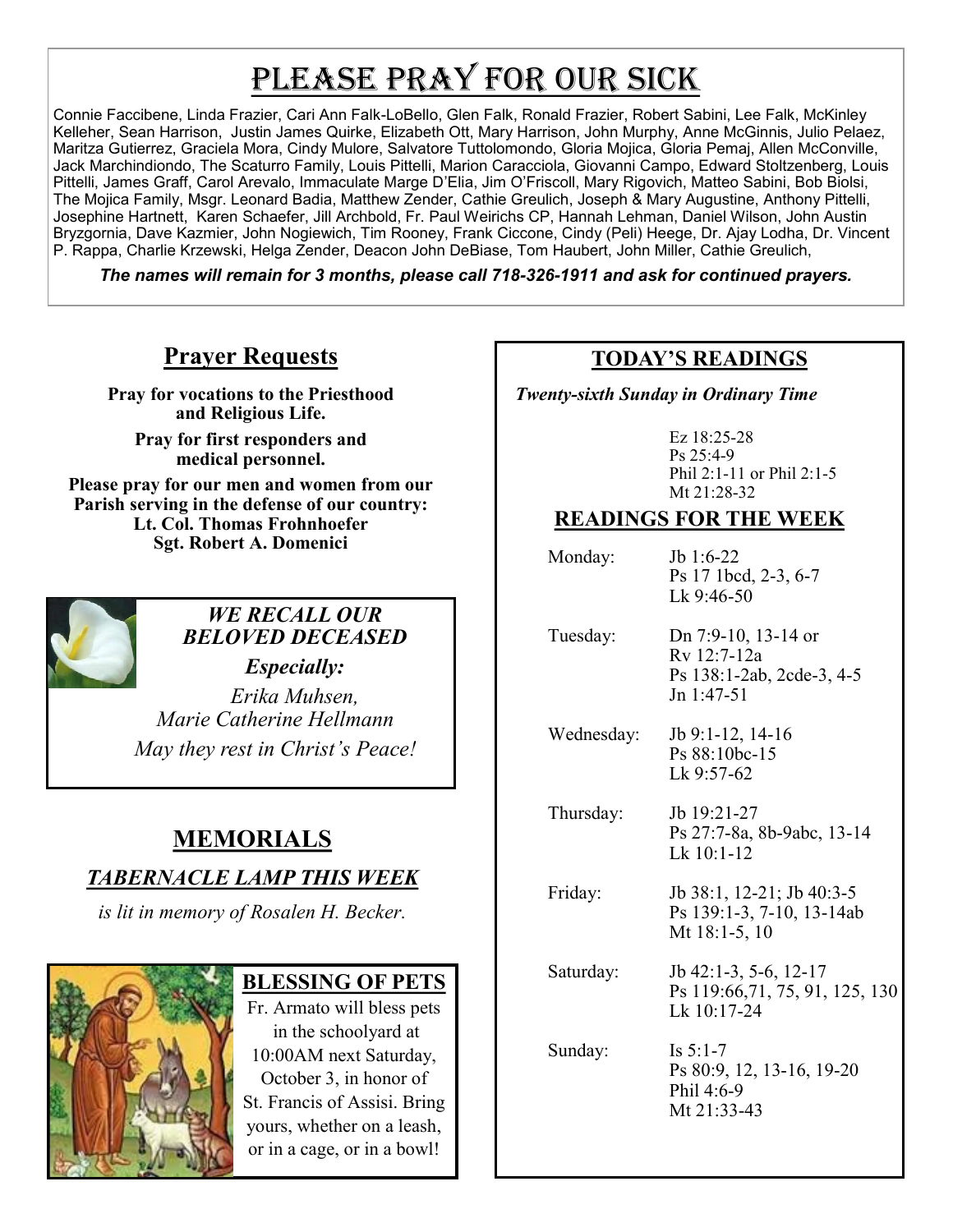# Please Pray for Our Sick

Connie Faccibene, Linda Frazier, Cari Ann Falk-LoBello, Glen Falk, Ronald Frazier, Robert Sabini, Lee Falk, McKinley Kelleher, Sean Harrison, Justin James Quirke, Elizabeth Ott, Mary Harrison, John Murphy, Anne McGinnis, Julio Pelaez, Maritza Gutierrez, Graciela Mora, Cindy Mulore, Salvatore Tuttolomondo, Gloria Mojica, Gloria Pemaj, Allen McConville, Jack Marchindiondo, The Scaturro Family, Louis Pittelli, Marion Caracciola, Giovanni Campo, Edward Stoltzenberg, Louis Pittelli, James Graff, Carol Arevalo, Immaculate Marge D'Elia, Jim O'Friscoll, Mary Rigovich, Matteo Sabini, Bob Biolsi, The Mojica Family, Msgr. Leonard Badia, Matthew Zender, Cathie Greulich, Joseph & Mary Augustine, Anthony Pittelli, Josephine Hartnett, Karen Schaefer, Jill Archbold, Fr. Paul Weirichs CP, Hannah Lehman, Daniel Wilson, John Austin Bryzgornia, Dave Kazmier, John Nogiewich, Tim Rooney, Frank Ciccone, Cindy (Peli) Heege, Dr. Ajay Lodha, Dr. Vincent P. Rappa, Charlie Krzewski, Helga Zender, Deacon John DeBiase, Tom Haubert, John Miller, Cathie Greulich,

***The names will remain for 3 months, please call 718-326-1911 and ask for continued prayers.***

## Prayer Requests

**Pray for vocations to the Priesthood and Religious Life.**

**Pray for first responders and medical personnel.**

**Please pray for our men and women from our Parish serving in the defense of our country:**
**Lt. Col. Thomas Frohnhoefer**
**Sgt. Robert A. Domenici**

***WE RECALL OUR BELOVED DECEASED***

***Especially:***

*Erika Muhsen,*
*Marie Catherine Hellmann*

*May they rest in Christ's Peace!*

## MEMORIALS

***TABERNACLE LAMP THIS WEEK***

*is lit in memory of Rosalen H. Becker.*

## BLESSING OF PETS

Fr. Armato will bless pets in the schoolyard at 10:00AM next Saturday, October 3, in honor of St. Francis of Assisi. Bring yours, whether on a leash, or in a cage, or in a bowl!

## TODAY'S READINGS

***Twenty-sixth Sunday in Ordinary Time***

Ez 18:25-28
Ps 25:4-9
Phil 2:1-11 or Phil 2:1-5
Mt 21:28-32

## READINGS FOR THE WEEK

| | |
|---|---|
| Monday: | Jb 1:6-22<br>Ps 17 1bcd, 2-3, 6-7<br>Lk 9:46-50 |
| Tuesday: | Dn 7:9-10, 13-14 or<br>Rv 12:7-12a<br>Ps 138:1-2ab, 2cde-3, 4-5<br>Jn 1:47-51 |
| Wednesday: | Jb 9:1-12, 14-16<br>Ps 88:10bc-15<br>Lk 9:57-62 |
| Thursday: | Jb 19:21-27<br>Ps 27:7-8a, 8b-9abc, 13-14<br>Lk 10:1-12 |
| Friday: | Jb 38:1, 12-21; Jb 40:3-5<br>Ps 139:1-3, 7-10, 13-14ab<br>Mt 18:1-5, 10 |
| Saturday: | Jb 42:1-3, 5-6, 12-17<br>Ps 119:66,71, 75, 91, 125, 130<br>Lk 10:17-24 |
| Sunday: | Is 5:1-7<br>Ps 80:9, 12, 13-16, 19-20<br>Phil 4:6-9<br>Mt 21:33-43 |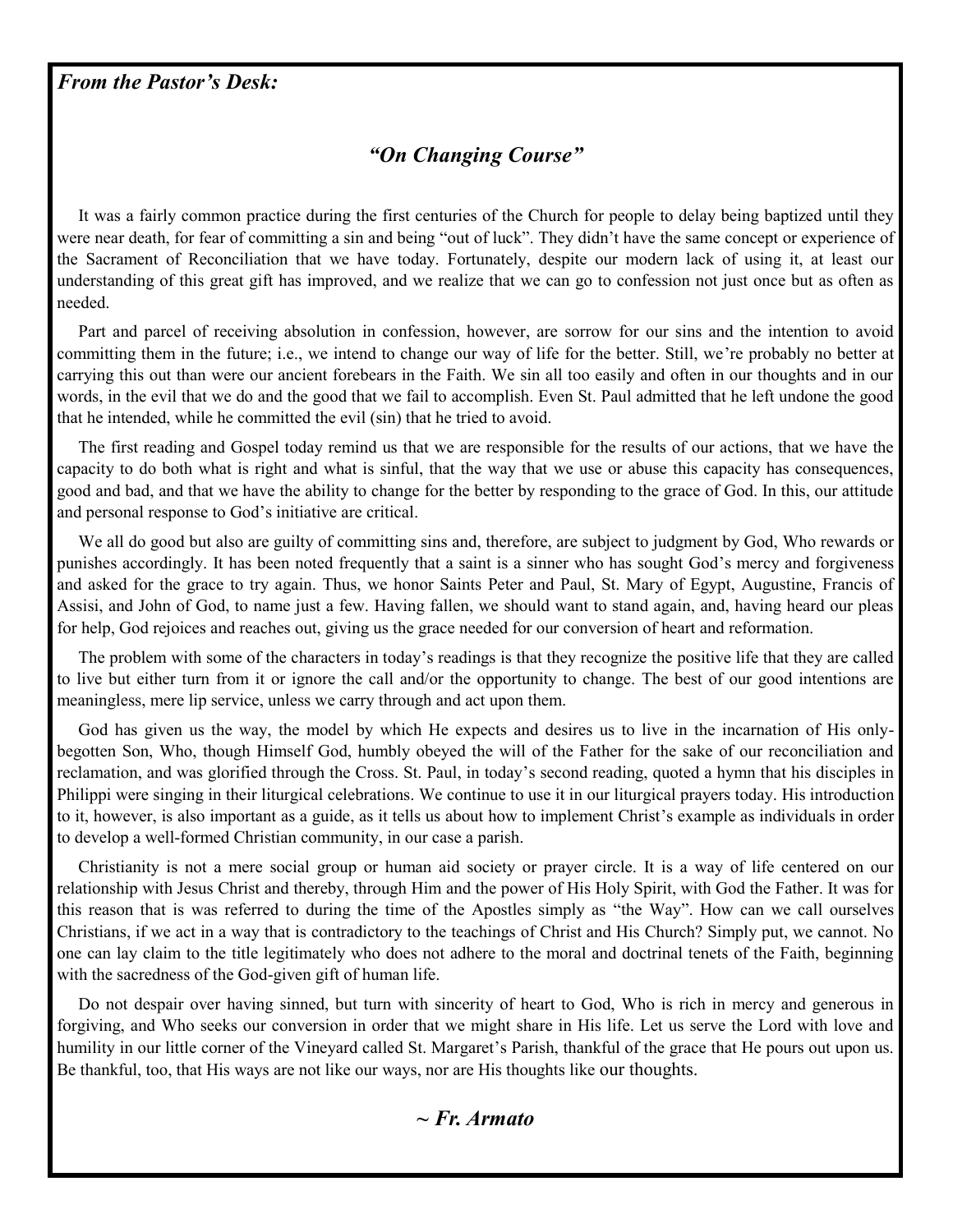***From the Pastor's Desk:***

## *"On Changing Course"*

It was a fairly common practice during the first centuries of the Church for people to delay being baptized until they were near death, for fear of committing a sin and being "out of luck". They didn't have the same concept or experience of the Sacrament of Reconciliation that we have today. Fortunately, despite our modern lack of using it, at least our understanding of this great gift has improved, and we realize that we can go to confession not just once but as often as needed.

Part and parcel of receiving absolution in confession, however, are sorrow for our sins and the intention to avoid committing them in the future; i.e., we intend to change our way of life for the better. Still, we're probably no better at carrying this out than were our ancient forebears in the Faith. We sin all too easily and often in our thoughts and in our words, in the evil that we do and the good that we fail to accomplish. Even St. Paul admitted that he left undone the good that he intended, while he committed the evil (sin) that he tried to avoid.

The first reading and Gospel today remind us that we are responsible for the results of our actions, that we have the capacity to do both what is right and what is sinful, that the way that we use or abuse this capacity has consequences, good and bad, and that we have the ability to change for the better by responding to the grace of God. In this, our attitude and personal response to God's initiative are critical.

We all do good but also are guilty of committing sins and, therefore, are subject to judgment by God, Who rewards or punishes accordingly. It has been noted frequently that a saint is a sinner who has sought God's mercy and forgiveness and asked for the grace to try again. Thus, we honor Saints Peter and Paul, St. Mary of Egypt, Augustine, Francis of Assisi, and John of God, to name just a few. Having fallen, we should want to stand again, and, having heard our pleas for help, God rejoices and reaches out, giving us the grace needed for our conversion of heart and reformation.

The problem with some of the characters in today's readings is that they recognize the positive life that they are called to live but either turn from it or ignore the call and/or the opportunity to change. The best of our good intentions are meaningless, mere lip service, unless we carry through and act upon them.

God has given us the way, the model by which He expects and desires us to live in the incarnation of His only-begotten Son, Who, though Himself God, humbly obeyed the will of the Father for the sake of our reconciliation and reclamation, and was glorified through the Cross. St. Paul, in today's second reading, quoted a hymn that his disciples in Philippi were singing in their liturgical celebrations. We continue to use it in our liturgical prayers today. His introduction to it, however, is also important as a guide, as it tells us about how to implement Christ's example as individuals in order to develop a well-formed Christian community, in our case a parish.

Christianity is not a mere social group or human aid society or prayer circle. It is a way of life centered on our relationship with Jesus Christ and thereby, through Him and the power of His Holy Spirit, with God the Father. It was for this reason that is was referred to during the time of the Apostles simply as "the Way". How can we call ourselves Christians, if we act in a way that is contradictory to the teachings of Christ and His Church? Simply put, we cannot. No one can lay claim to the title legitimately who does not adhere to the moral and doctrinal tenets of the Faith, beginning with the sacredness of the God-given gift of human life.

Do not despair over having sinned, but turn with sincerity of heart to God, Who is rich in mercy and generous in forgiving, and Who seeks our conversion in order that we might share in His life. Let us serve the Lord with love and humility in our little corner of the Vineyard called St. Margaret's Parish, thankful of the grace that He pours out upon us. Be thankful, too, that His ways are not like our ways, nor are His thoughts like our thoughts.

***~ Fr. Armato***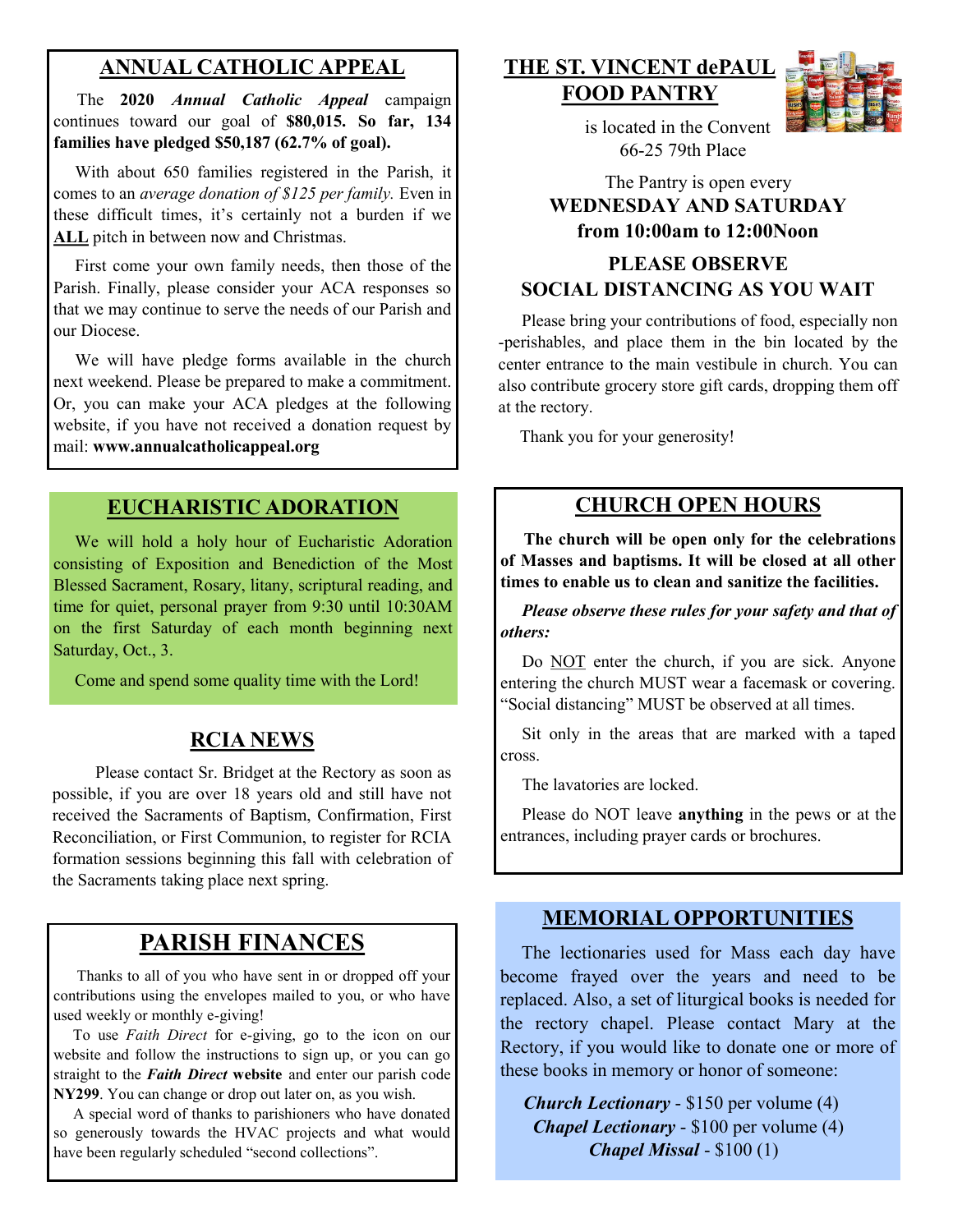## ANNUAL CATHOLIC APPEAL

The **2020** ***Annual Catholic Appeal*** campaign continues toward our goal of **$80,015. So far, 134 families have pledged $50,187 (62.7% of goal).**

With about 650 families registered in the Parish, it comes to an *average donation of $125 per family.* Even in these difficult times, it's certainly not a burden if we **ALL** pitch in between now and Christmas.

First come your own family needs, then those of the Parish. Finally, please consider your ACA responses so that we may continue to serve the needs of our Parish and our Diocese.

We will have pledge forms available in the church next weekend. Please be prepared to make a commitment. Or, you can make your ACA pledges at the following website, if you have not received a donation request by mail: **www.annualcatholicappeal.org**

## EUCHARISTIC ADORATION

We will hold a holy hour of Eucharistic Adoration consisting of Exposition and Benediction of the Most Blessed Sacrament, Rosary, litany, scriptural reading, and time for quiet, personal prayer from 9:30 until 10:30AM on the first Saturday of each month beginning next Saturday, Oct., 3.

Come and spend some quality time with the Lord!

## RCIA NEWS

Please contact Sr. Bridget at the Rectory as soon as possible, if you are over 18 years old and still have not received the Sacraments of Baptism, Confirmation, First Reconciliation, or First Communion, to register for RCIA formation sessions beginning this fall with celebration of the Sacraments taking place next spring.

## PARISH FINANCES

Thanks to all of you who have sent in or dropped off your contributions using the envelopes mailed to you, or who have used weekly or monthly e-giving!

To use *Faith Direct* for e-giving, go to the icon on our website and follow the instructions to sign up, or you can go straight to the ***Faith Direct*** **website** and enter our parish code **NY299**. You can change or drop out later on, as you wish.

A special word of thanks to parishioners who have donated so generously towards the HVAC projects and what would have been regularly scheduled "second collections".

## THE ST. VINCENT dePAUL FOOD PANTRY

is located in the Convent
66-25 79th Place

The Pantry is open every
**WEDNESDAY AND SATURDAY from 10:00am to 12:00Noon**

**PLEASE OBSERVE SOCIAL DISTANCING AS YOU WAIT**

Please bring your contributions of food, especially non-perishables, and place them in the bin located by the center entrance to the main vestibule in church. You can also contribute grocery store gift cards, dropping them off at the rectory.

Thank you for your generosity!

## CHURCH OPEN HOURS

**The church will be open only for the celebrations of Masses and baptisms. It will be closed at all other times to enable us to clean and sanitize the facilities.**

***Please observe these rules for your safety and that of others:***

Do NOT enter the church, if you are sick. Anyone entering the church MUST wear a facemask or covering. "Social distancing" MUST be observed at all times.

Sit only in the areas that are marked with a taped cross.

The lavatories are locked.

Please do NOT leave **anything** in the pews or at the entrances, including prayer cards or brochures.

## MEMORIAL OPPORTUNITIES

The lectionaries used for Mass each day have become frayed over the years and need to be replaced. Also, a set of liturgical books is needed for the rectory chapel. Please contact Mary at the Rectory, if you would like to donate one or more of these books in memory or honor of someone:

***Church Lectionary*** - $150 per volume (4)
***Chapel Lectionary*** - $100 per volume (4)
***Chapel Missal*** - $100 (1)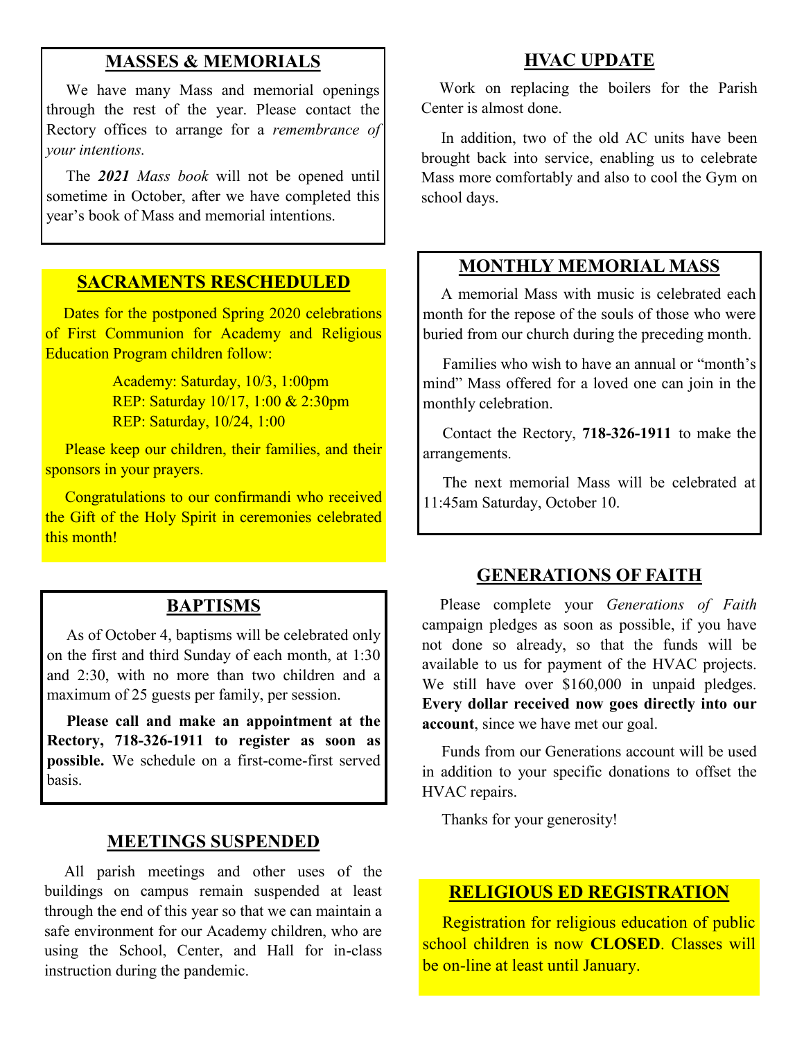## MASSES & MEMORIALS

We have many Mass and memorial openings through the rest of the year. Please contact the Rectory offices to arrange for a *remembrance of your intentions.*

The ***2021*** *Mass book* will not be opened until sometime in October, after we have completed this year's book of Mass and memorial intentions.

## SACRAMENTS RESCHEDULED

Dates for the postponed Spring 2020 celebrations of First Communion for Academy and Religious Education Program children follow:

Academy: Saturday, 10/3, 1:00pm
REP: Saturday 10/17, 1:00 & 2:30pm
REP: Saturday, 10/24, 1:00

Please keep our children, their families, and their sponsors in your prayers.

Congratulations to our confirmandi who received the Gift of the Holy Spirit in ceremonies celebrated this month!

## BAPTISMS

As of October 4, baptisms will be celebrated only on the first and third Sunday of each month, at 1:30 and 2:30, with no more than two children and a maximum of 25 guests per family, per session.

**Please call and make an appointment at the Rectory, 718-326-1911 to register as soon as possible.** We schedule on a first-come-first served basis.

## MEETINGS SUSPENDED

All parish meetings and other uses of the buildings on campus remain suspended at least through the end of this year so that we can maintain a safe environment for our Academy children, who are using the School, Center, and Hall for in-class instruction during the pandemic.

## HVAC UPDATE

Work on replacing the boilers for the Parish Center is almost done.

In addition, two of the old AC units have been brought back into service, enabling us to celebrate Mass more comfortably and also to cool the Gym on school days.

## MONTHLY MEMORIAL MASS

A memorial Mass with music is celebrated each month for the repose of the souls of those who were buried from our church during the preceding month.

Families who wish to have an annual or "month's mind" Mass offered for a loved one can join in the monthly celebration.

Contact the Rectory, **718-326-1911** to make the arrangements.

The next memorial Mass will be celebrated at 11:45am Saturday, October 10.

## GENERATIONS OF FAITH

Please complete your *Generations of Faith* campaign pledges as soon as possible, if you have not done so already, so that the funds will be available to us for payment of the HVAC projects. We still have over $160,000 in unpaid pledges. **Every dollar received now goes directly into our account**, since we have met our goal.

Funds from our Generations account will be used in addition to your specific donations to offset the HVAC repairs.

Thanks for your generosity!

## RELIGIOUS ED REGISTRATION

Registration for religious education of public school children is now **CLOSED**. Classes will be on-line at least until January.